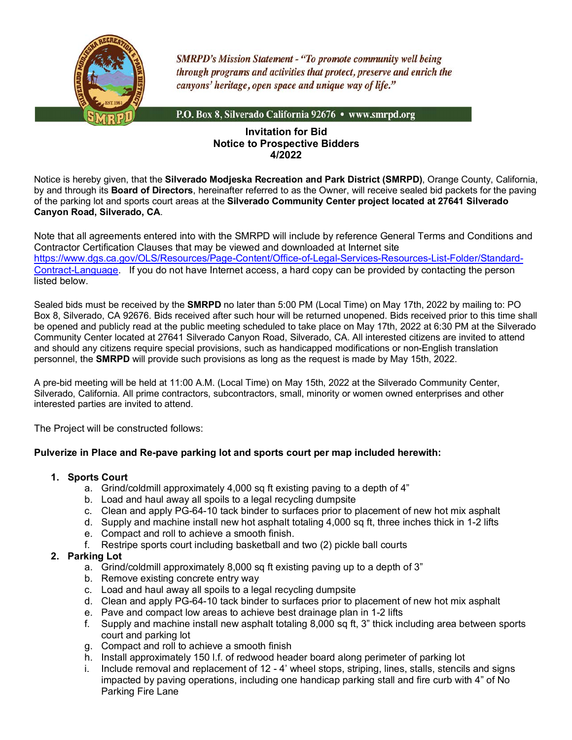*SMRPD's Mission Statement - "To promote community well being through programs and activities that protect, preserve and enrich the canyons' heritage, open space and unique way of life."*

P.O. Box 8, Silverado California 92676 • www.smrpd.org

# Invitation for Bid
## Notice to Prospective Bidders
## 4/2022

Notice is hereby given, that the **Silverado Modjeska Recreation and Park District (SMRPD)**, Orange County, California, by and through its **Board of Directors**, hereinafter referred to as the Owner, will receive sealed bid packets for the paving of the parking lot and sports court areas at the **Silverado Community Center project located at 27641 Silverado Canyon Road, Silverado, CA**.

Note that all agreements entered into with the SMRPD will include by reference General Terms and Conditions and Contractor Certification Clauses that may be viewed and downloaded at Internet site https://www.dgs.ca.gov/OLS/Resources/Page-Content/Office-of-Legal-Services-Resources-List-Folder/Standard-Contract-Language. If you do not have Internet access, a hard copy can be provided by contacting the person listed below.

Sealed bids must be received by the **SMRPD** no later than 5:00 PM (Local Time) on May 17th, 2022 by mailing to: PO Box 8, Silverado, CA 92676. Bids received after such hour will be returned unopened. Bids received prior to this time shall be opened and publicly read at the public meeting scheduled to take place on May 17th, 2022 at 6:30 PM at the Silverado Community Center located at 27641 Silverado Canyon Road, Silverado, CA. All interested citizens are invited to attend and should any citizens require special provisions, such as handicapped modifications or non-English translation personnel, the **SMRPD** will provide such provisions as long as the request is made by May 15th, 2022.

A pre-bid meeting will be held at 11:00 A.M. (Local Time) on May 15th, 2022 at the Silverado Community Center, Silverado, California. All prime contractors, subcontractors, small, minority or women owned enterprises and other interested parties are invited to attend.

The Project will be constructed follows:

**Pulverize in Place and Re-pave parking lot and sports court per map included herewith:**

1. **Sports Court**
   a. Grind/coldmill approximately 4,000 sq ft existing paving to a depth of 4"
   b. Load and haul away all spoils to a legal recycling dumpsite
   c. Clean and apply PG-64-10 tack binder to surfaces prior to placement of new hot mix asphalt
   d. Supply and machine install new hot asphalt totaling 4,000 sq ft, three inches thick in 1-2 lifts
   e. Compact and roll to achieve a smooth finish.
   f. Restripe sports court including basketball and two (2) pickle ball courts
2. **Parking Lot**
   a. Grind/coldmill approximately 8,000 sq ft existing paving up to a depth of 3"
   b. Remove existing concrete entry way
   c. Load and haul away all spoils to a legal recycling dumpsite
   d. Clean and apply PG-64-10 tack binder to surfaces prior to placement of new hot mix asphalt
   e. Pave and compact low areas to achieve best drainage plan in 1-2 lifts
   f. Supply and machine install new asphalt totaling 8,000 sq ft, 3" thick including area between sports court and parking lot
   g. Compact and roll to achieve a smooth finish
   h. Install approximately 150 l.f. of redwood header board along perimeter of parking lot
   i. Include removal and replacement of 12 - 4' wheel stops, striping, lines, stalls, stencils and signs impacted by paving operations, including one handicap parking stall and fire curb with 4" of No Parking Fire Lane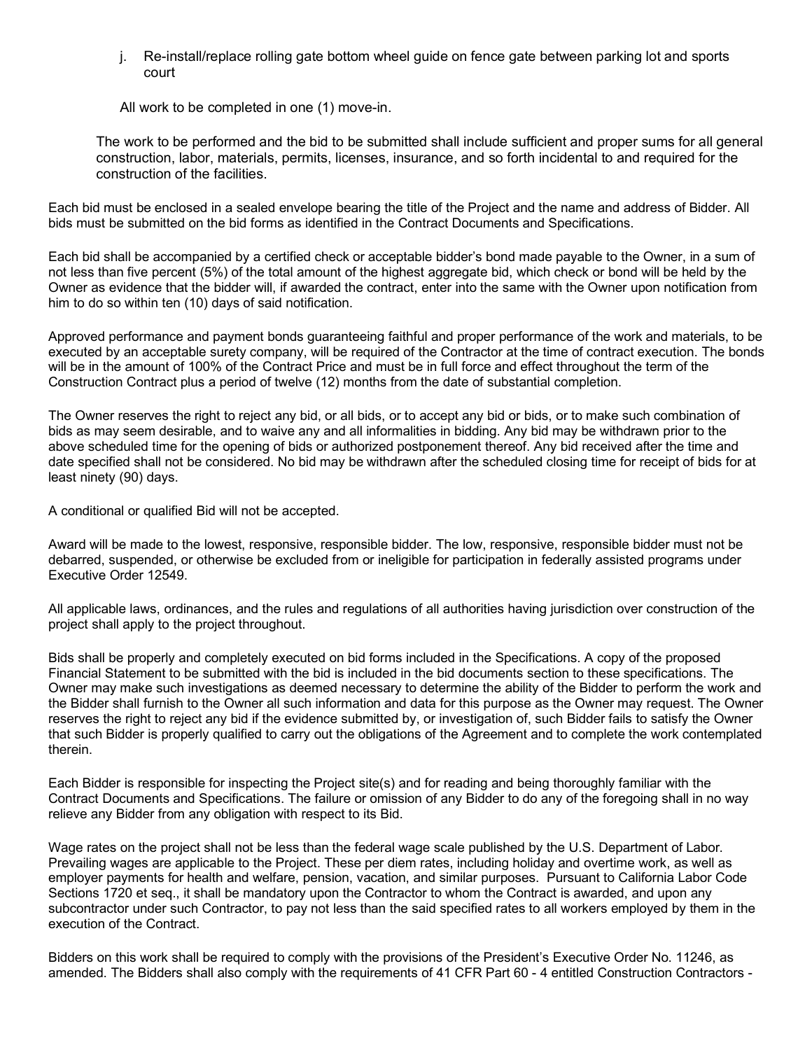j. Re-install/replace rolling gate bottom wheel guide on fence gate between parking lot and sports court

All work to be completed in one (1) move-in.

The work to be performed and the bid to be submitted shall include sufficient and proper sums for all general construction, labor, materials, permits, licenses, insurance, and so forth incidental to and required for the construction of the facilities.

Each bid must be enclosed in a sealed envelope bearing the title of the Project and the name and address of Bidder. All bids must be submitted on the bid forms as identified in the Contract Documents and Specifications.

Each bid shall be accompanied by a certified check or acceptable bidder's bond made payable to the Owner, in a sum of not less than five percent (5%) of the total amount of the highest aggregate bid, which check or bond will be held by the Owner as evidence that the bidder will, if awarded the contract, enter into the same with the Owner upon notification from him to do so within ten (10) days of said notification.

Approved performance and payment bonds guaranteeing faithful and proper performance of the work and materials, to be executed by an acceptable surety company, will be required of the Contractor at the time of contract execution. The bonds will be in the amount of 100% of the Contract Price and must be in full force and effect throughout the term of the Construction Contract plus a period of twelve (12) months from the date of substantial completion.

The Owner reserves the right to reject any bid, or all bids, or to accept any bid or bids, or to make such combination of bids as may seem desirable, and to waive any and all informalities in bidding. Any bid may be withdrawn prior to the above scheduled time for the opening of bids or authorized postponement thereof. Any bid received after the time and date specified shall not be considered. No bid may be withdrawn after the scheduled closing time for receipt of bids for at least ninety (90) days.

A conditional or qualified Bid will not be accepted.

Award will be made to the lowest, responsive, responsible bidder. The low, responsive, responsible bidder must not be debarred, suspended, or otherwise be excluded from or ineligible for participation in federally assisted programs under Executive Order 12549.

All applicable laws, ordinances, and the rules and regulations of all authorities having jurisdiction over construction of the project shall apply to the project throughout.

Bids shall be properly and completely executed on bid forms included in the Specifications. A copy of the proposed Financial Statement to be submitted with the bid is included in the bid documents section to these specifications. The Owner may make such investigations as deemed necessary to determine the ability of the Bidder to perform the work and the Bidder shall furnish to the Owner all such information and data for this purpose as the Owner may request. The Owner reserves the right to reject any bid if the evidence submitted by, or investigation of, such Bidder fails to satisfy the Owner that such Bidder is properly qualified to carry out the obligations of the Agreement and to complete the work contemplated therein.

Each Bidder is responsible for inspecting the Project site(s) and for reading and being thoroughly familiar with the Contract Documents and Specifications. The failure or omission of any Bidder to do any of the foregoing shall in no way relieve any Bidder from any obligation with respect to its Bid.

Wage rates on the project shall not be less than the federal wage scale published by the U.S. Department of Labor. Prevailing wages are applicable to the Project. These per diem rates, including holiday and overtime work, as well as employer payments for health and welfare, pension, vacation, and similar purposes. Pursuant to California Labor Code Sections 1720 et seq., it shall be mandatory upon the Contractor to whom the Contract is awarded, and upon any subcontractor under such Contractor, to pay not less than the said specified rates to all workers employed by them in the execution of the Contract.

Bidders on this work shall be required to comply with the provisions of the President's Executive Order No. 11246, as amended. The Bidders shall also comply with the requirements of 41 CFR Part 60 - 4 entitled Construction Contractors -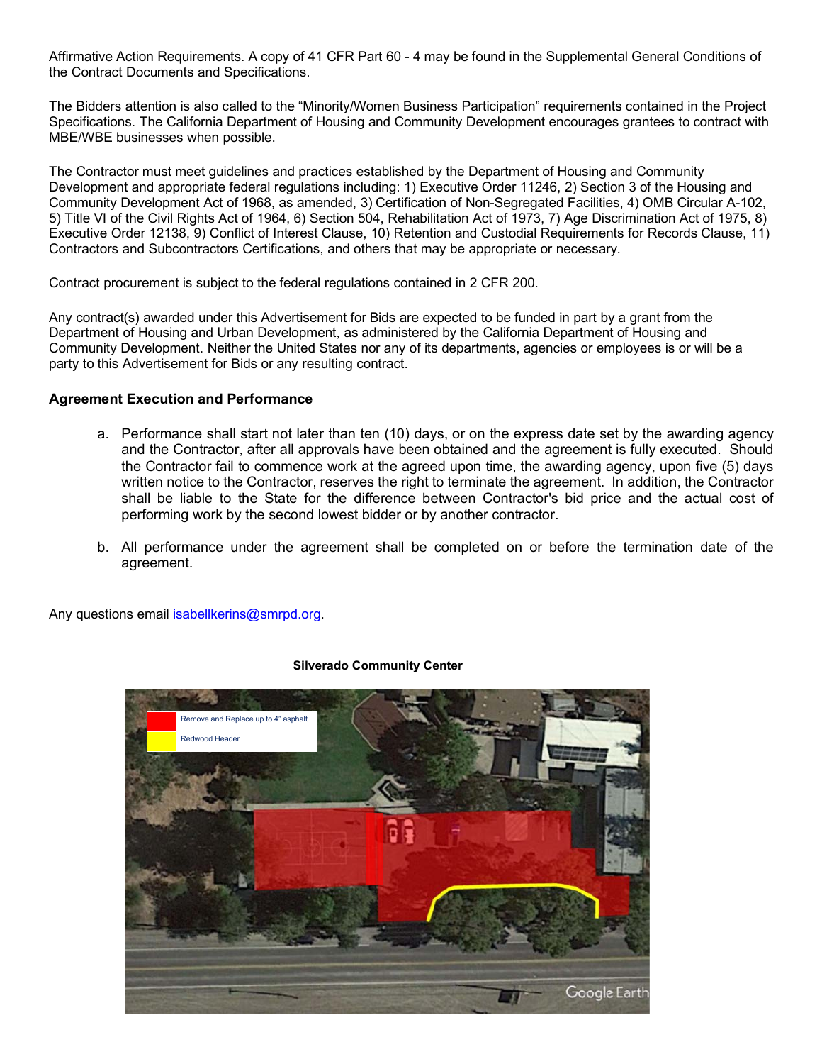Affirmative Action Requirements. A copy of 41 CFR Part 60 - 4 may be found in the Supplemental General Conditions of the Contract Documents and Specifications.

The Bidders attention is also called to the "Minority/Women Business Participation" requirements contained in the Project Specifications. The California Department of Housing and Community Development encourages grantees to contract with MBE/WBE businesses when possible.

The Contractor must meet guidelines and practices established by the Department of Housing and Community Development and appropriate federal regulations including: 1) Executive Order 11246, 2) Section 3 of the Housing and Community Development Act of 1968, as amended, 3) Certification of Non-Segregated Facilities, 4) OMB Circular A-102, 5) Title VI of the Civil Rights Act of 1964, 6) Section 504, Rehabilitation Act of 1973, 7) Age Discrimination Act of 1975, 8) Executive Order 12138, 9) Conflict of Interest Clause, 10) Retention and Custodial Requirements for Records Clause, 11) Contractors and Subcontractors Certifications, and others that may be appropriate or necessary.

Contract procurement is subject to the federal regulations contained in 2 CFR 200.

Any contract(s) awarded under this Advertisement for Bids are expected to be funded in part by a grant from the Department of Housing and Urban Development, as administered by the California Department of Housing and Community Development. Neither the United States nor any of its departments, agencies or employees is or will be a party to this Advertisement for Bids or any resulting contract.

**Agreement Execution and Performance**

a. Performance shall start not later than ten (10) days, or on the express date set by the awarding agency and the Contractor, after all approvals have been obtained and the agreement is fully executed. Should the Contractor fail to commence work at the agreed upon time, the awarding agency, upon five (5) days written notice to the Contractor, reserves the right to terminate the agreement. In addition, the Contractor shall be liable to the State for the difference between Contractor's bid price and the actual cost of performing work by the second lowest bidder or by another contractor.

b. All performance under the agreement shall be completed on or before the termination date of the agreement.

Any questions email isabellkerins@smrpd.org.

**Silverado Community Center**

Remove and Replace up to 4" asphalt

Redwood Header

Google Earth